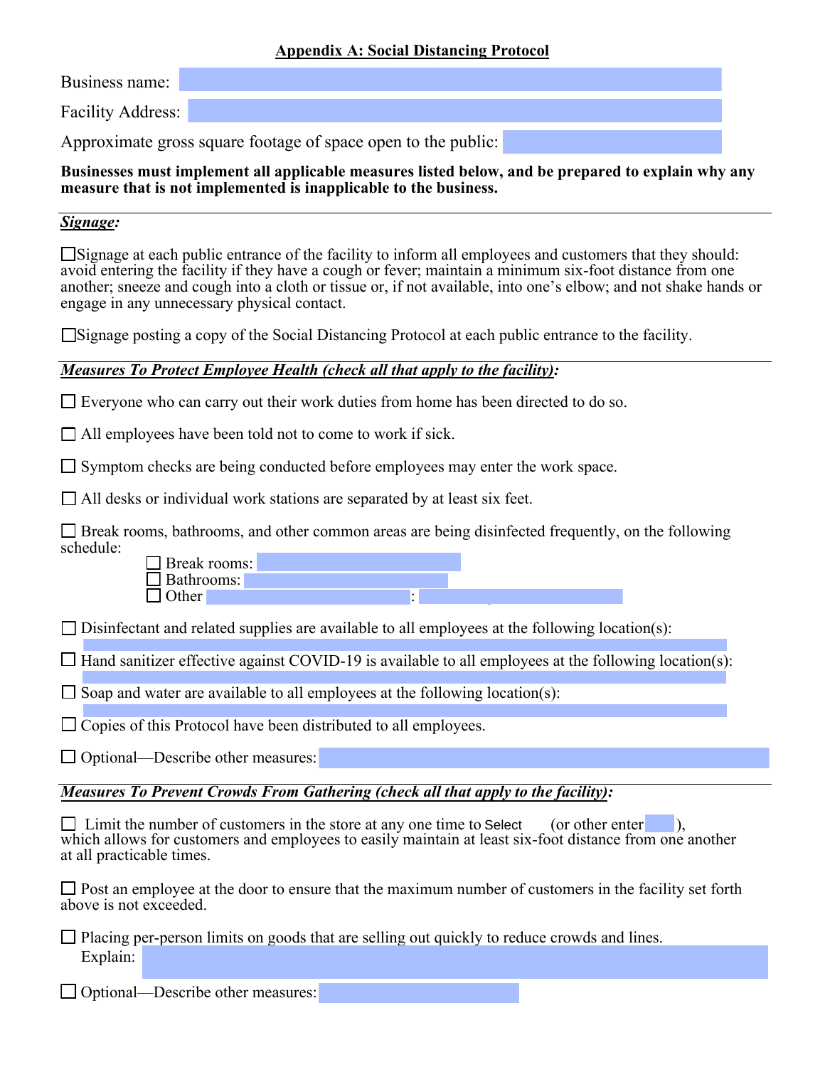## Appendix A: Social Distancing Protocol

Business name:

Facility Address:

Approximate gross square footage of space open to the public:

**Businesses must implement all applicable measures listed below, and be prepared to explain why any measure that is not implemented is inapplicable to the business.**

---

***Signage:***

☐ Signage at each public entrance of the facility to inform all employees and customers that they should: avoid entering the facility if they have a cough or fever; maintain a minimum six-foot distance from one another; sneeze and cough into a cloth or tissue or, if not available, into one's elbow; and not shake hands or engage in any unnecessary physical contact.

☐ Signage posting a copy of the Social Distancing Protocol at each public entrance to the facility.

---

***Measures To Protect Employee Health (check all that apply to the facility):***

☐ Everyone who can carry out their work duties from home has been directed to do so.

☐ All employees have been told not to come to work if sick.

☐ Symptom checks are being conducted before employees may enter the work space.

☐ All desks or individual work stations are separated by at least six feet.

☐ Break rooms, bathrooms, and other common areas are being disinfected frequently, on the following schedule:

- ☐ Break rooms:
- ☐ Bathrooms:
- ☐ Other :

☐ Disinfectant and related supplies are available to all employees at the following location(s):

☐ Hand sanitizer effective against COVID-19 is available to all employees at the following location(s):

☐ Soap and water are available to all employees at the following location(s):

☐ Copies of this Protocol have been distributed to all employees.

☐ Optional—Describe other measures:

---

***Measures To Prevent Crowds From Gathering (check all that apply to the facility):***

☐ Limit the number of customers in the store at any one time to Select (or other enter ), which allows for customers and employees to easily maintain at least six-foot distance from one another at all practicable times.

☐ Post an employee at the door to ensure that the maximum number of customers in the facility set forth above is not exceeded.

☐ Placing per-person limits on goods that are selling out quickly to reduce crowds and lines.
Explain:

☐ Optional—Describe other measures: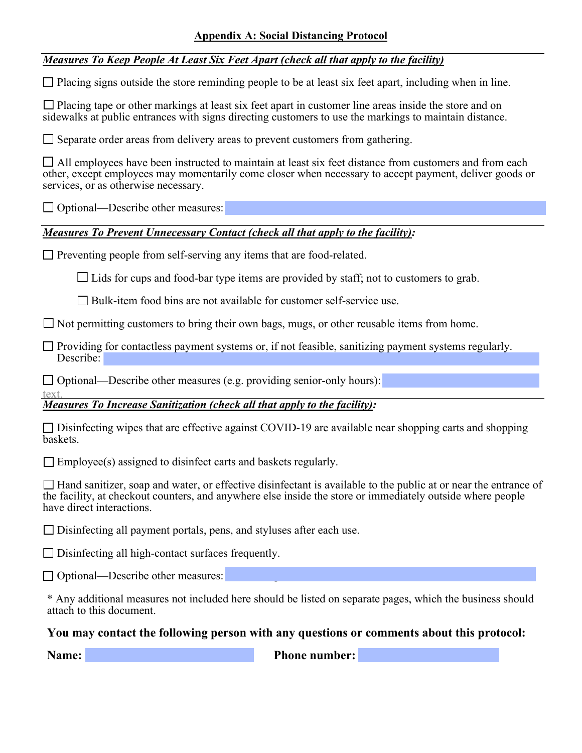## Appendix A: Social Distancing Protocol

***Measures To Keep People At Least Six Feet Apart (check all that apply to the facility)***

☐ Placing signs outside the store reminding people to be at least six feet apart, including when in line.

☐ Placing tape or other markings at least six feet apart in customer line areas inside the store and on sidewalks at public entrances with signs directing customers to use the markings to maintain distance.

☐ Separate order areas from delivery areas to prevent customers from gathering.

☐ All employees have been instructed to maintain at least six feet distance from customers and from each other, except employees may momentarily come closer when necessary to accept payment, deliver goods or services, or as otherwise necessary.

☐ Optional—Describe other measures:

***Measures To Prevent Unnecessary Contact (check all that apply to the facility):***

☐ Preventing people from self-serving any items that are food-related.

- ☐ Lids for cups and food-bar type items are provided by staff; not to customers to grab.
- ☐ Bulk-item food bins are not available for customer self-service use.

☐ Not permitting customers to bring their own bags, mugs, or other reusable items from home.

☐ Providing for contactless payment systems or, if not feasible, sanitizing payment systems regularly. Describe:

☐ Optional—Describe other measures (e.g. providing senior-only hours):

text.

***Measures To Increase Sanitization (check all that apply to the facility):***

☐ Disinfecting wipes that are effective against COVID-19 are available near shopping carts and shopping baskets.

☐ Employee(s) assigned to disinfect carts and baskets regularly.

☐ Hand sanitizer, soap and water, or effective disinfectant is available to the public at or near the entrance of the facility, at checkout counters, and anywhere else inside the store or immediately outside where people have direct interactions.

☐ Disinfecting all payment portals, pens, and styluses after each use.

☐ Disinfecting all high-contact surfaces frequently.

☐ Optional—Describe other measures:

* Any additional measures not included here should be listed on separate pages, which the business should attach to this document.

**You may contact the following person with any questions or comments about this protocol:**

**Name:** **Phone number:**